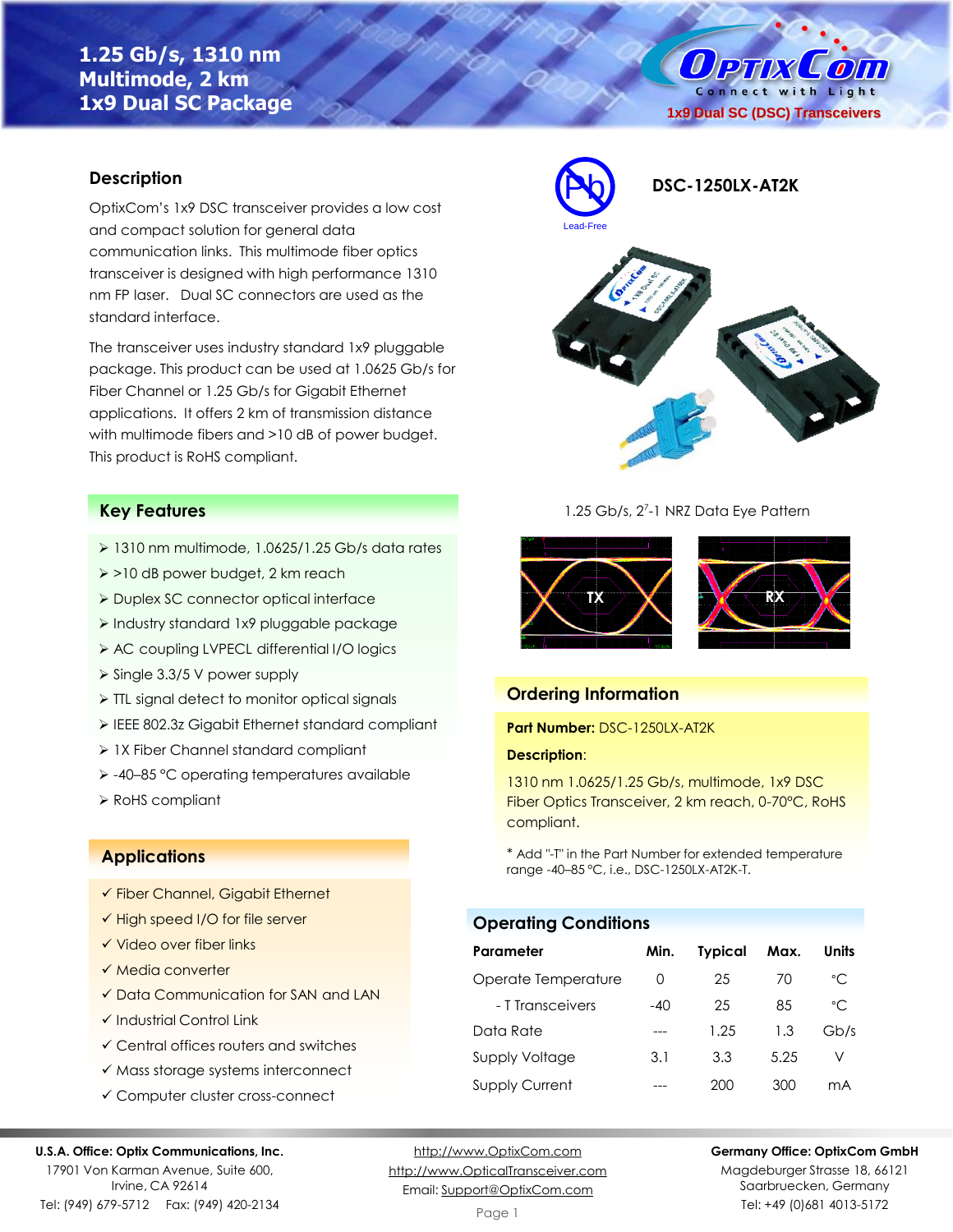# 1.25 Gb/s, 1310 nm Multimode, 2 km 1x9 Dual SC Package

OptixCom — Connect with Light

1x9 Dual SC (DSC) Transceivers

**DSC-1250LX-AT2K**

Lead-Free

## Description

OptixCom's 1x9 DSC transceiver provides a low cost and compact solution for general data communication links. This multimode fiber optics transceiver is designed with high performance 1310 nm FP laser. Dual SC connectors are used as the standard interface.

The transceiver uses industry standard 1x9 pluggable package. This product can be used at 1.0625 Gb/s for Fiber Channel or 1.25 Gb/s for Gigabit Ethernet applications. It offers 2 km of transmission distance with multimode fibers and >10 dB of power budget. This product is RoHS compliant.

## Key Features

- 1310 nm multimode, 1.0625/1.25 Gb/s data rates
- >10 dB power budget, 2 km reach
- Duplex SC connector optical interface
- Industry standard 1x9 pluggable package
- AC coupling LVPECL differential I/O logics
- Single 3.3/5 V power supply
- TTL signal detect to monitor optical signals
- IEEE 802.3z Gigabit Ethernet standard compliant
- 1X Fiber Channel standard compliant
- -40–85 °C operating temperatures available
- RoHS compliant

## Applications

- ✓ Fiber Channel, Gigabit Ethernet
- ✓ High speed I/O for file server
- ✓ Video over fiber links
- ✓ Media converter
- ✓ Data Communication for SAN and LAN
- ✓ Industrial Control Link
- ✓ Central offices routers and switches
- ✓ Mass storage systems interconnect
- ✓ Computer cluster cross-connect

1.25 Gb/s, $2^7$-1 NRZ Data Eye Pattern

TX RX

## Ordering Information

**Part Number:** DSC-1250LX-AT2K

**Description**:

1310 nm 1.0625/1.25 Gb/s, multimode, 1x9 DSC Fiber Optics Transceiver, 2 km reach, 0-70°C, RoHS compliant.

* Add "-T" in the Part Number for extended temperature range -40–85 °C, i.e., DSC-1250LX-AT2K-T.

## Operating Conditions

| Parameter | Min. | Typical | Max. | Units |
|---|---|---|---|---|
| Operate Temperature | 0 | 25 | 70 | °C |
| - T Transceivers | -40 | 25 | 85 | °C |
| Data Rate | --- | 1.25 | 1.3 | Gb/s |
| Supply Voltage | 3.1 | 3.3 | 5.25 | V |
| Supply Current | --- | 200 | 300 | mA |

**U.S.A. Office: Optix Communications, Inc.**
17901 Von Karman Avenue, Suite 600, Irvine, CA 92614
Tel: (949) 679-5712 Fax: (949) 420-2134

http://www.OptixCom.com
http://www.OpticalTransceiver.com
Email: Support@OptixCom.com

**Germany Office: OptixCom GmbH**
Magdeburger Strasse 18, 66121 Saarbruecken, Germany
Tel: +49 (0)681 4013-5172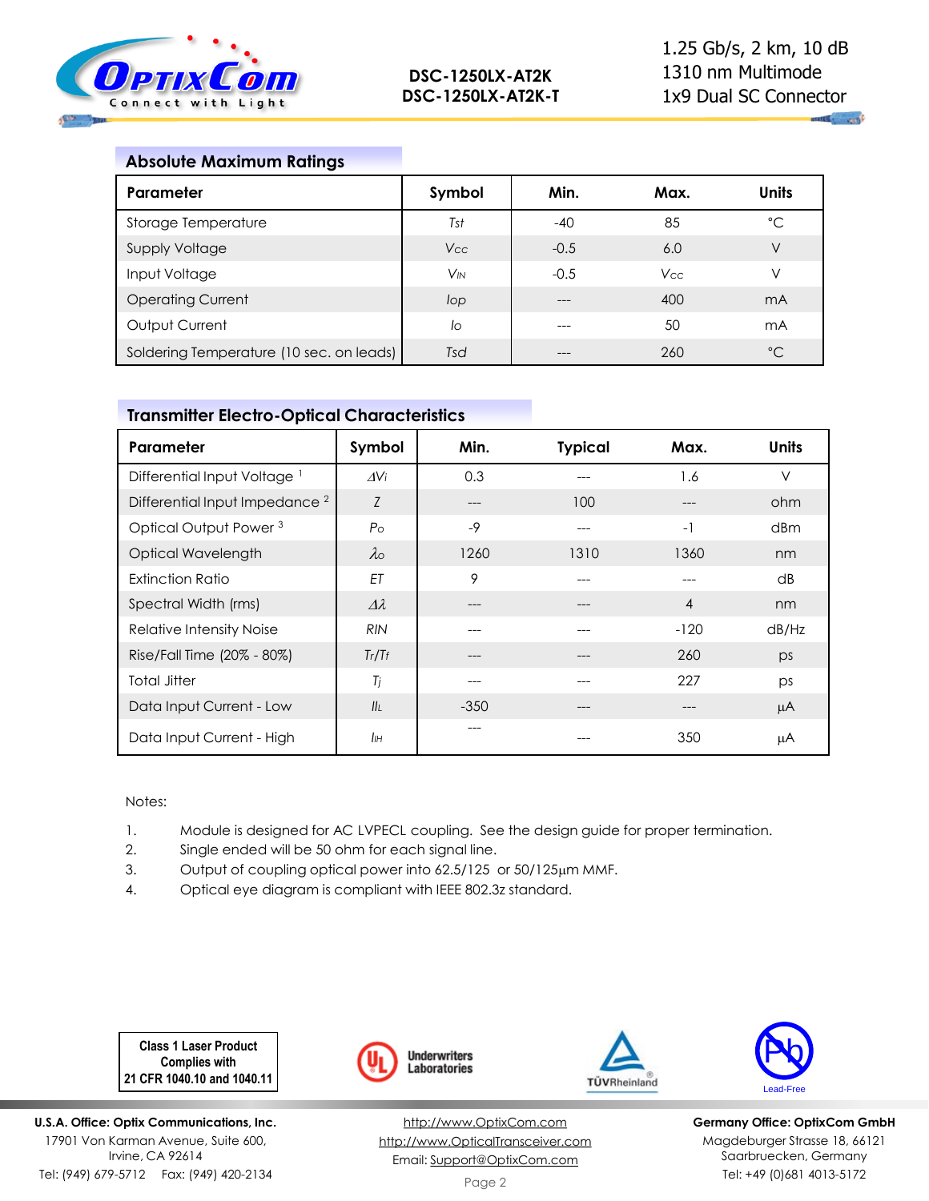## Absolute Maximum Ratings

| Parameter | Symbol | Min. | Max. | Units |
|---|---|---|---|---|
| Storage Temperature | $T_{st}$ | -40 | 85 | °C |
| Supply Voltage | $V_{CC}$ | -0.5 | 6.0 | V |
| Input Voltage | $V_{IN}$ | -0.5 | $V_{CC}$ | V |
| Operating Current | $I_{op}$ | --- | 400 | mA |
| Output Current | $I_o$ | --- | 50 | mA |
| Soldering Temperature (10 sec. on leads) | $T_{sd}$ | --- | 260 | °C |

## Transmitter Electro-Optical Characteristics

| Parameter | Symbol | Min. | Typical | Max. | Units |
|---|---|---|---|---|---|
| Differential Input Voltage [1] | $\Delta V_i$ | 0.3 | --- | 1.6 | V |
| Differential Input Impedance [2] | $Z$ | --- | 100 | --- | ohm |
| Optical Output Power [3] | $P_O$ | -9 | --- | -1 | dBm |
| Optical Wavelength | $\lambda_O$ | 1260 | 1310 | 1360 | nm |
| Extinction Ratio | $ET$ | 9 | --- | --- | dB |
| Spectral Width (rms) | $\Delta\lambda$ | --- | --- | 4 | nm |
| Relative Intensity Noise | $RIN$ | --- | --- | -120 | dB/Hz |
| Rise/Fall Time (20% - 80%) | $T_r/T_f$ | --- | --- | 260 | ps |
| Total Jitter | $T_j$ | --- | --- | 227 | ps |
| Data Input Current - Low | $I_{IL}$ | -350 | --- | --- | μA |
| Data Input Current - High | $I_{IH}$ | --- | --- | 350 | μA |

Notes:

1. Module is designed for AC LVPECL coupling. See the design guide for proper termination.
2. Single ended will be 50 ohm for each signal line.
3. Output of coupling optical power into 62.5/125 or 50/125μm MMF.
4. Optical eye diagram is compliant with IEEE 802.3z standard.

Class 1 Laser Product Complies with 21 CFR 1040.10 and 1040.11

**U.S.A. Office: Optix Communications, Inc.**
17901 Von Karman Avenue, Suite 600,
Irvine, CA 92614
Tel: (949) 679-5712 Fax: (949) 420-2134

http://www.OptixCom.com
http://www.OpticalTransceiver.com
Email: Support@OptixCom.com

**Germany Office: OptixCom GmbH**
Magdeburger Strasse 18, 66121
Saarbruecken, Germany
Tel: +49 (0)681 4013-5172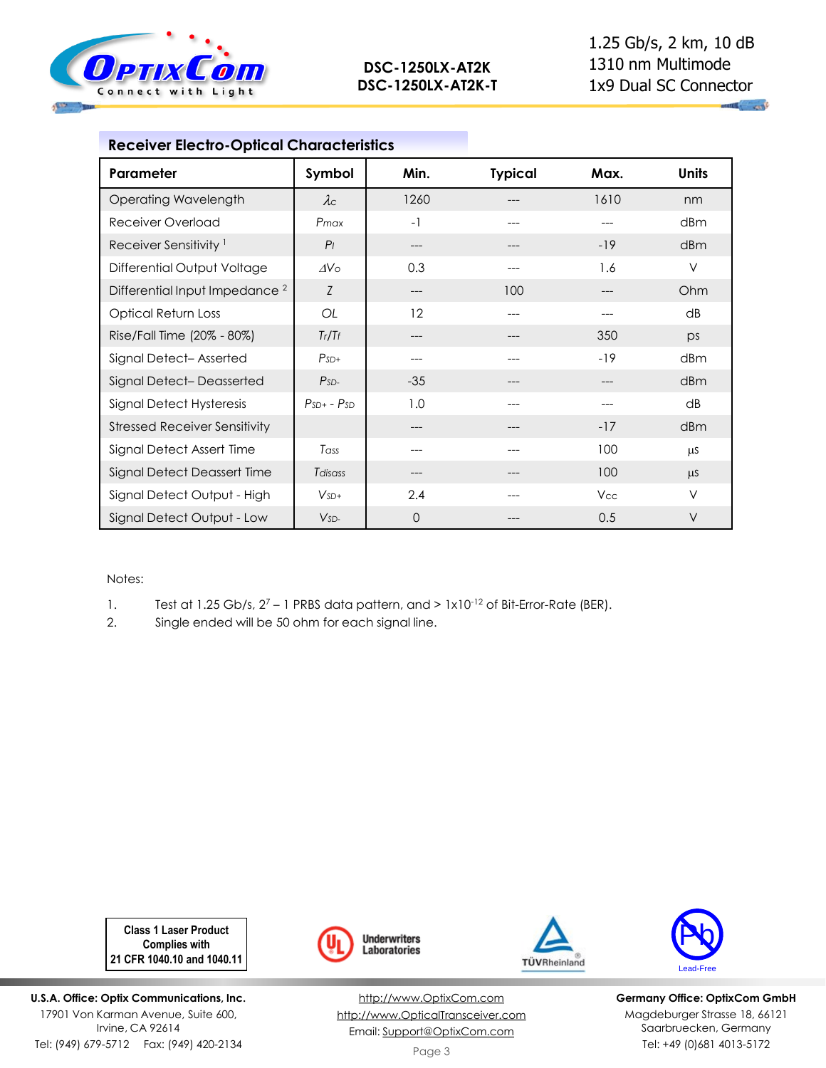## Receiver Electro-Optical Characteristics

| Parameter | Symbol | Min. | Typical | Max. | Units |
|---|---|---|---|---|---|
| Operating Wavelength | $\lambda_C$ | 1260 | --- | 1610 | nm |
| Receiver Overload | $P_{max}$ | -1 | --- | --- | dBm |
| Receiver Sensitivity [1] | $P_l$ | --- | --- | -19 | dBm |
| Differential Output Voltage | $\Delta V_O$ | 0.3 | --- | 1.6 | V |
| Differential Input Impedance [2] | $Z$ | --- | 100 | --- | Ohm |
| Optical Return Loss | $OL$ | 12 | --- | --- | dB |
| Rise/Fall Time (20% - 80%) | $T_r/T_f$ | --- | --- | 350 | ps |
| Signal Detect– Asserted | $P_{SD+}$ | --- | --- | -19 | dBm |
| Signal Detect– Deasserted | $P_{SD-}$ | -35 | --- | --- | dBm |
| Signal Detect Hysteresis | $P_{SD+} - P_{SD}$ | 1.0 | --- | --- | dB |
| Stressed Receiver Sensitivity | | --- | --- | -17 | dBm |
| Signal Detect Assert Time | $T_{ass}$ | --- | --- | 100 | μs |
| Signal Detect Deassert Time | $T_{disass}$ | --- | --- | 100 | μs |
| Signal Detect Output - High | $V_{SD+}$ | 2.4 | --- | $V_{CC}$ | V |
| Signal Detect Output - Low | $V_{SD-}$ | 0 | --- | 0.5 | V |

Notes:

1. Test at 1.25 Gb/s, $2^7 - 1$ PRBS data pattern, and > $1\times10^{-12}$ of Bit-Error-Rate (BER).
2. Single ended will be 50 ohm for each signal line.

Class 1 Laser Product
Complies with
21 CFR 1040.10 and 1040.11

Underwriters Laboratories

TÜVRheinland

Lead-Free

**U.S.A. Office: Optix Communications, Inc.**
17901 Von Karman Avenue, Suite 600,
Irvine, CA 92614
Tel: (949) 679-5712  Fax: (949) 420-2134

http://www.OptixCom.com
http://www.OpticalTransceiver.com
Email: Support@OptixCom.com

**Germany Office: OptixCom GmbH**
Magdeburger Strasse 18, 66121
Saarbruecken, Germany
Tel: +49 (0)681 4013-5172